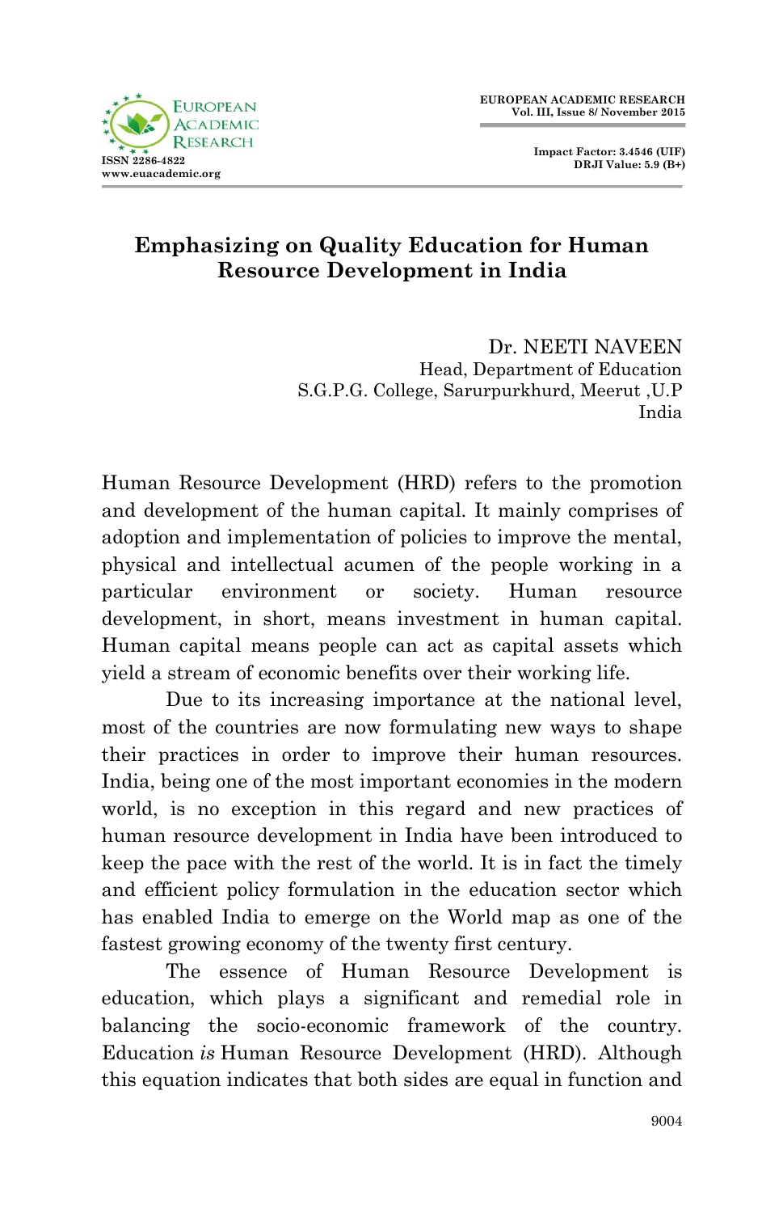# Emphasizing on Quality Education for Human Resource Development in India

Dr. NEETI NAVEEN
Head, Department of Education
S.G.P.G. College, Sarurpurkhurd, Meerut ,U.P
India

Human Resource Development (HRD) refers to the promotion and development of the human capital. It mainly comprises of adoption and implementation of policies to improve the mental, physical and intellectual acumen of the people working in a particular environment or society. Human resource development, in short, means investment in human capital. Human capital means people can act as capital assets which yield a stream of economic benefits over their working life.

Due to its increasing importance at the national level, most of the countries are now formulating new ways to shape their practices in order to improve their human resources. India, being one of the most important economies in the modern world, is no exception in this regard and new practices of human resource development in India have been introduced to keep the pace with the rest of the world. It is in fact the timely and efficient policy formulation in the education sector which has enabled India to emerge on the World map as one of the fastest growing economy of the twenty first century.

The essence of Human Resource Development is education, which plays a significant and remedial role in balancing the socio-economic framework of the country. Education *is* Human Resource Development (HRD). Although this equation indicates that both sides are equal in function and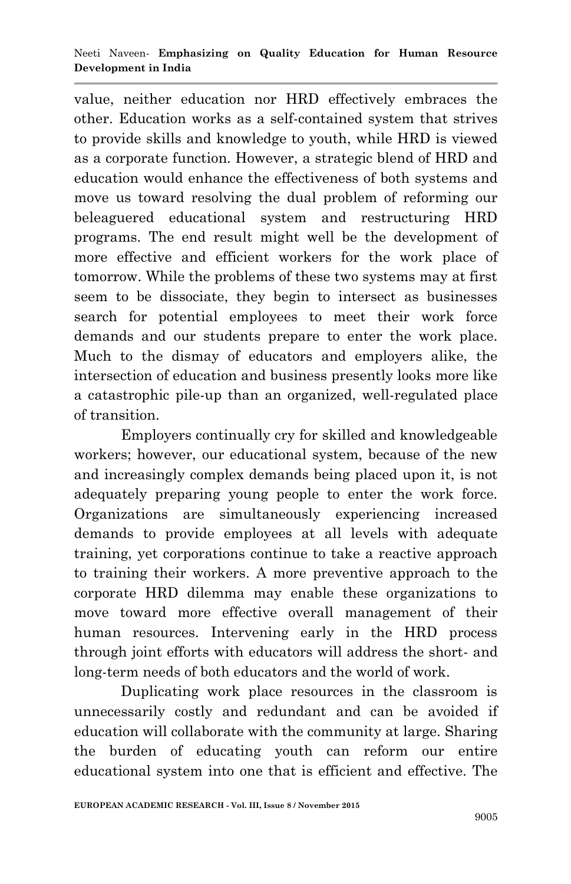value, neither education nor HRD effectively embraces the other. Education works as a self-contained system that strives to provide skills and knowledge to youth, while HRD is viewed as a corporate function. However, a strategic blend of HRD and education would enhance the effectiveness of both systems and move us toward resolving the dual problem of reforming our beleaguered educational system and restructuring HRD programs. The end result might well be the development of more effective and efficient workers for the work place of tomorrow. While the problems of these two systems may at first seem to be dissociate, they begin to intersect as businesses search for potential employees to meet their work force demands and our students prepare to enter the work place. Much to the dismay of educators and employers alike, the intersection of education and business presently looks more like a catastrophic pile-up than an organized, well-regulated place of transition.

Employers continually cry for skilled and knowledgeable workers; however, our educational system, because of the new and increasingly complex demands being placed upon it, is not adequately preparing young people to enter the work force. Organizations are simultaneously experiencing increased demands to provide employees at all levels with adequate training, yet corporations continue to take a reactive approach to training their workers. A more preventive approach to the corporate HRD dilemma may enable these organizations to move toward more effective overall management of their human resources. Intervening early in the HRD process through joint efforts with educators will address the short- and long-term needs of both educators and the world of work.

Duplicating work place resources in the classroom is unnecessarily costly and redundant and can be avoided if education will collaborate with the community at large. Sharing the burden of educating youth can reform our entire educational system into one that is efficient and effective. The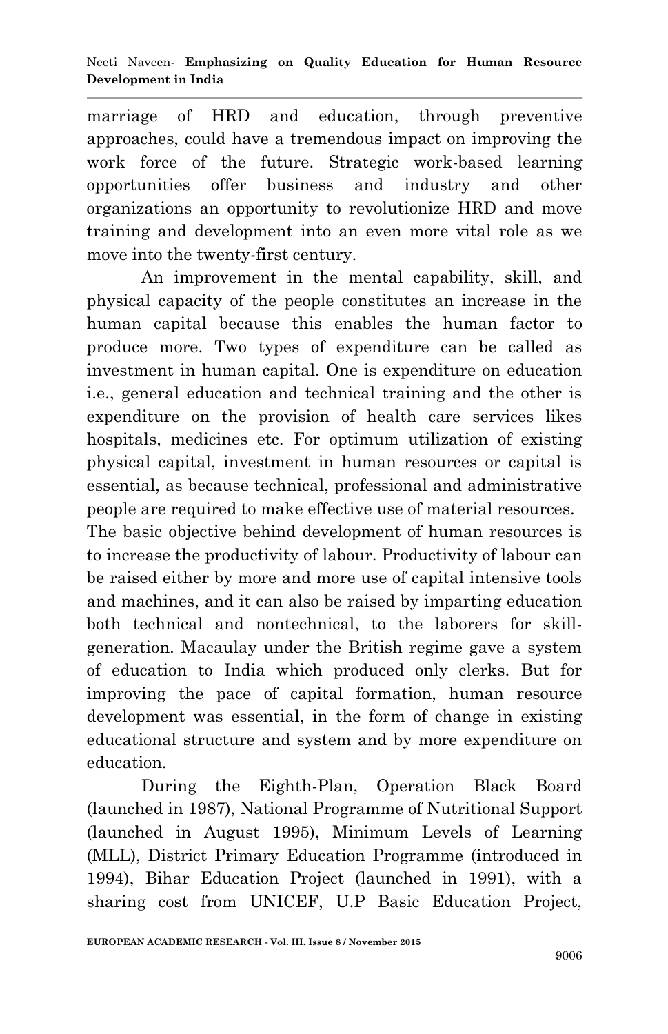marriage of HRD and education, through preventive approaches, could have a tremendous impact on improving the work force of the future. Strategic work-based learning opportunities offer business and industry and other organizations an opportunity to revolutionize HRD and move training and development into an even more vital role as we move into the twenty-first century.

An improvement in the mental capability, skill, and physical capacity of the people constitutes an increase in the human capital because this enables the human factor to produce more. Two types of expenditure can be called as investment in human capital. One is expenditure on education i.e., general education and technical training and the other is expenditure on the provision of health care services likes hospitals, medicines etc. For optimum utilization of existing physical capital, investment in human resources or capital is essential, as because technical, professional and administrative people are required to make effective use of material resources.

The basic objective behind development of human resources is to increase the productivity of labour. Productivity of labour can be raised either by more and more use of capital intensive tools and machines, and it can also be raised by imparting education both technical and nontechnical, to the laborers for skill-generation. Macaulay under the British regime gave a system of education to India which produced only clerks. But for improving the pace of capital formation, human resource development was essential, in the form of change in existing educational structure and system and by more expenditure on education.

During the Eighth-Plan, Operation Black Board (launched in 1987), National Programme of Nutritional Support (launched in August 1995), Minimum Levels of Learning (MLL), District Primary Education Programme (introduced in 1994), Bihar Education Project (launched in 1991), with a sharing cost from UNICEF, U.P Basic Education Project,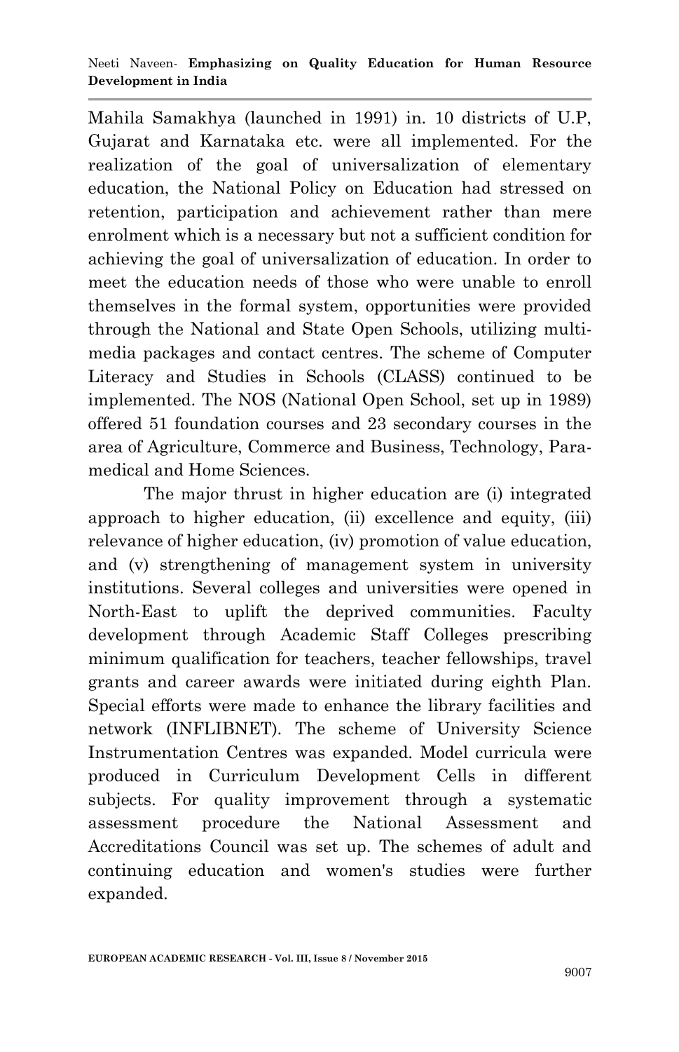Mahila Samakhya (launched in 1991) in. 10 districts of U.P, Gujarat and Karnataka etc. were all implemented. For the realization of the goal of universalization of elementary education, the National Policy on Education had stressed on retention, participation and achievement rather than mere enrolment which is a necessary but not a sufficient condition for achieving the goal of universalization of education. In order to meet the education needs of those who were unable to enroll themselves in the formal system, opportunities were provided through the National and State Open Schools, utilizing multi-media packages and contact centres. The scheme of Computer Literacy and Studies in Schools (CLASS) continued to be implemented. The NOS (National Open School, set up in 1989) offered 51 foundation courses and 23 secondary courses in the area of Agriculture, Commerce and Business, Technology, Para-medical and Home Sciences.

The major thrust in higher education are (i) integrated approach to higher education, (ii) excellence and equity, (iii) relevance of higher education, (iv) promotion of value education, and (v) strengthening of management system in university institutions. Several colleges and universities were opened in North-East to uplift the deprived communities. Faculty development through Academic Staff Colleges prescribing minimum qualification for teachers, teacher fellowships, travel grants and career awards were initiated during eighth Plan. Special efforts were made to enhance the library facilities and network (INFLIBNET). The scheme of University Science Instrumentation Centres was expanded. Model curricula were produced in Curriculum Development Cells in different subjects. For quality improvement through a systematic assessment procedure the National Assessment and Accreditations Council was set up. The schemes of adult and continuing education and women's studies were further expanded.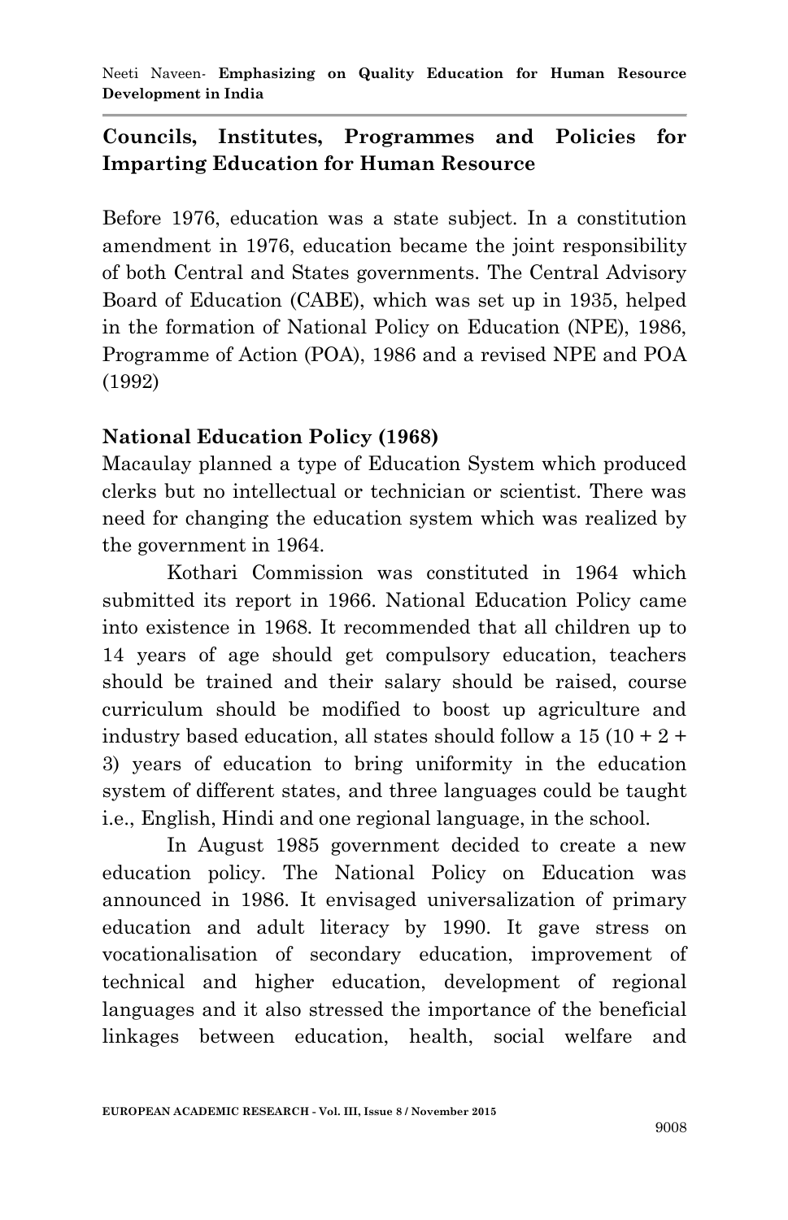## Councils, Institutes, Programmes and Policies for Imparting Education for Human Resource

Before 1976, education was a state subject. In a constitution amendment in 1976, education became the joint responsibility of both Central and States governments. The Central Advisory Board of Education (CABE), which was set up in 1935, helped in the formation of National Policy on Education (NPE), 1986, Programme of Action (POA), 1986 and a revised NPE and POA (1992)

### National Education Policy (1968)

Macaulay planned a type of Education System which produced clerks but no intellectual or technician or scientist. There was need for changing the education system which was realized by the government in 1964.

Kothari Commission was constituted in 1964 which submitted its report in 1966. National Education Policy came into existence in 1968. It recommended that all children up to 14 years of age should get compulsory education, teachers should be trained and their salary should be raised, course curriculum should be modified to boost up agriculture and industry based education, all states should follow a 15 (10 + 2 + 3) years of education to bring uniformity in the education system of different states, and three languages could be taught i.e., English, Hindi and one regional language, in the school.

In August 1985 government decided to create a new education policy. The National Policy on Education was announced in 1986. It envisaged universalization of primary education and adult literacy by 1990. It gave stress on vocationalisation of secondary education, improvement of technical and higher education, development of regional languages and it also stressed the importance of the beneficial linkages between education, health, social welfare and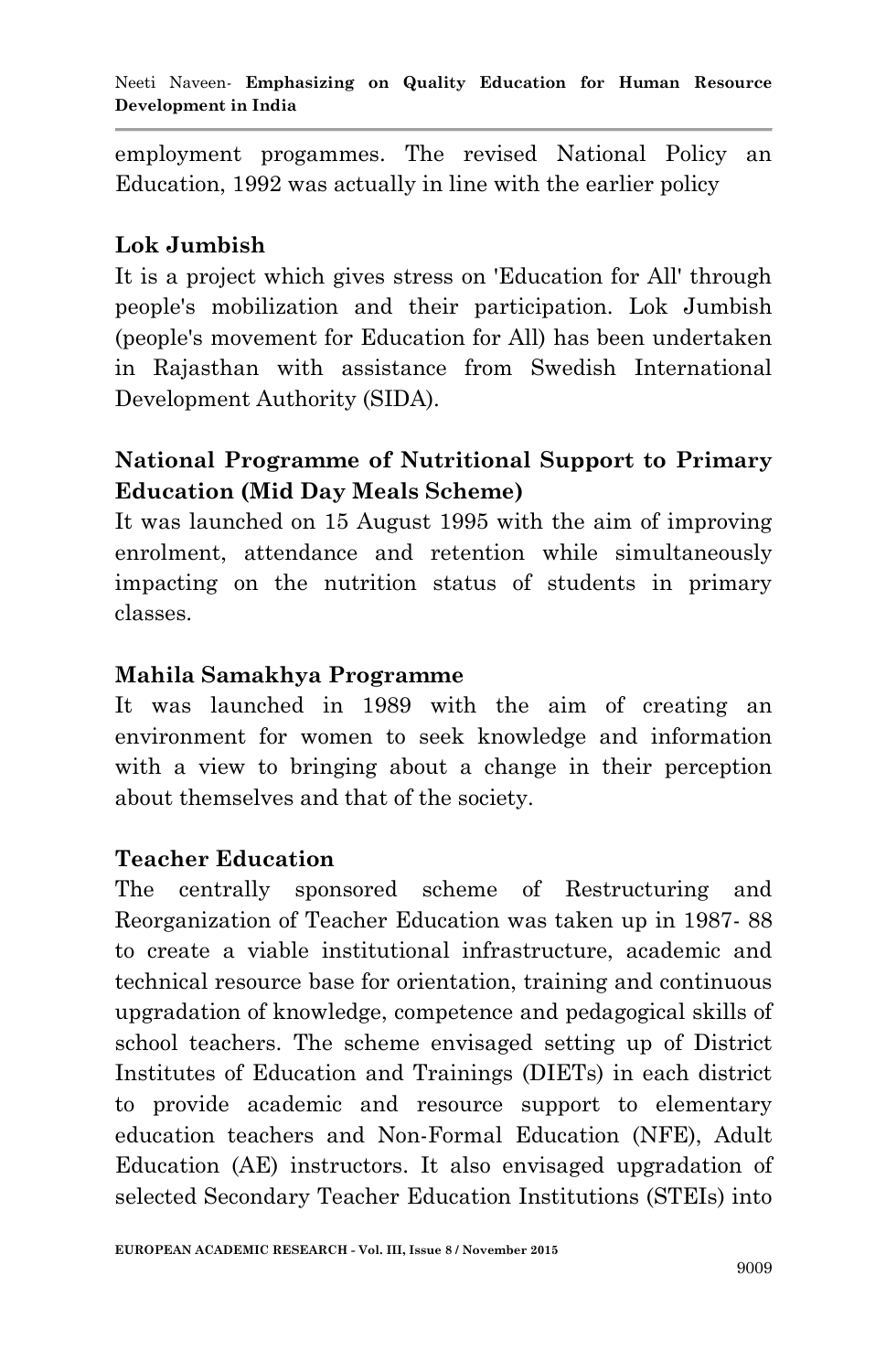employment progammes. The revised National Policy an Education, 1992 was actually in line with the earlier policy

### Lok Jumbish

It is a project which gives stress on 'Education for All' through people's mobilization and their participation. Lok Jumbish (people's movement for Education for All) has been undertaken in Rajasthan with assistance from Swedish International Development Authority (SIDA).

### National Programme of Nutritional Support to Primary Education (Mid Day Meals Scheme)

It was launched on 15 August 1995 with the aim of improving enrolment, attendance and retention while simultaneously impacting on the nutrition status of students in primary classes.

### Mahila Samakhya Programme

It was launched in 1989 with the aim of creating an environment for women to seek knowledge and information with a view to bringing about a change in their perception about themselves and that of the society.

### Teacher Education

The centrally sponsored scheme of Restructuring and Reorganization of Teacher Education was taken up in 1987- 88 to create a viable institutional infrastructure, academic and technical resource base for orientation, training and continuous upgradation of knowledge, competence and pedagogical skills of school teachers. The scheme envisaged setting up of District Institutes of Education and Trainings (DIETs) in each district to provide academic and resource support to elementary education teachers and Non-Formal Education (NFE), Adult Education (AE) instructors. It also envisaged upgradation of selected Secondary Teacher Education Institutions (STEIs) into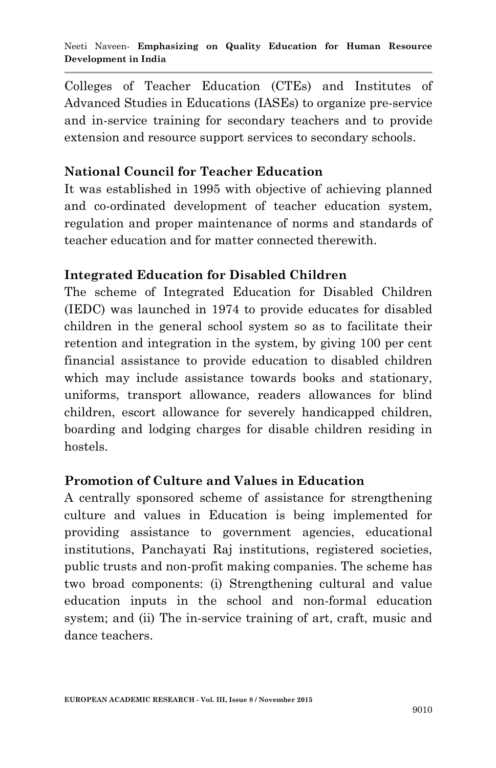Colleges of Teacher Education (CTEs) and Institutes of Advanced Studies in Educations (IASEs) to organize pre-service and in-service training for secondary teachers and to provide extension and resource support services to secondary schools.

### National Council for Teacher Education

It was established in 1995 with objective of achieving planned and co-ordinated development of teacher education system, regulation and proper maintenance of norms and standards of teacher education and for matter connected therewith.

### Integrated Education for Disabled Children

The scheme of Integrated Education for Disabled Children (IEDC) was launched in 1974 to provide educates for disabled children in the general school system so as to facilitate their retention and integration in the system, by giving 100 per cent financial assistance to provide education to disabled children which may include assistance towards books and stationary, uniforms, transport allowance, readers allowances for blind children, escort allowance for severely handicapped children, boarding and lodging charges for disable children residing in hostels.

### Promotion of Culture and Values in Education

A centrally sponsored scheme of assistance for strengthening culture and values in Education is being implemented for providing assistance to government agencies, educational institutions, Panchayati Raj institutions, registered societies, public trusts and non-profit making companies. The scheme has two broad components: (i) Strengthening cultural and value education inputs in the school and non-formal education system; and (ii) The in-service training of art, craft, music and dance teachers.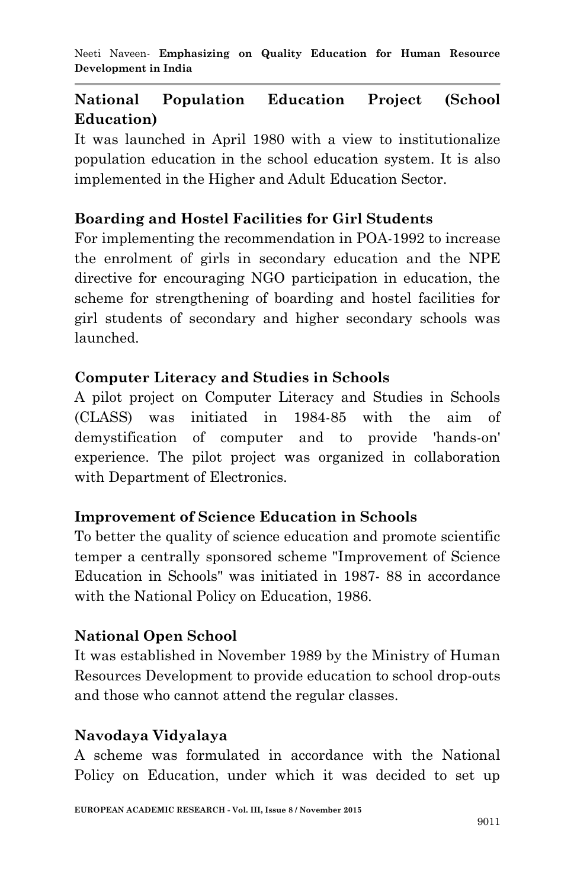### National Population Education Project (School Education)

It was launched in April 1980 with a view to institutionalize population education in the school education system. It is also implemented in the Higher and Adult Education Sector.

### Boarding and Hostel Facilities for Girl Students

For implementing the recommendation in POA-1992 to increase the enrolment of girls in secondary education and the NPE directive for encouraging NGO participation in education, the scheme for strengthening of boarding and hostel facilities for girl students of secondary and higher secondary schools was launched.

### Computer Literacy and Studies in Schools

A pilot project on Computer Literacy and Studies in Schools (CLASS) was initiated in 1984-85 with the aim of demystification of computer and to provide 'hands-on' experience. The pilot project was organized in collaboration with Department of Electronics.

### Improvement of Science Education in Schools

To better the quality of science education and promote scientific temper a centrally sponsored scheme "Improvement of Science Education in Schools" was initiated in 1987- 88 in accordance with the National Policy on Education, 1986.

### National Open School

It was established in November 1989 by the Ministry of Human Resources Development to provide education to school drop-outs and those who cannot attend the regular classes.

### Navodaya Vidyalaya

A scheme was formulated in accordance with the National Policy on Education, under which it was decided to set up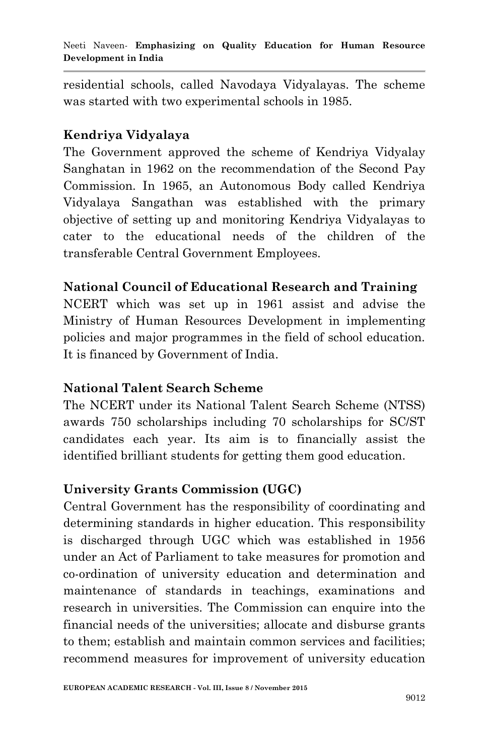residential schools, called Navodaya Vidyalayas. The scheme was started with two experimental schools in 1985.

**Kendriya Vidyalaya**

The Government approved the scheme of Kendriya Vidyalay Sanghatan in 1962 on the recommendation of the Second Pay Commission. In 1965, an Autonomous Body called Kendriya Vidyalaya Sangathan was established with the primary objective of setting up and monitoring Kendriya Vidyalayas to cater to the educational needs of the children of the transferable Central Government Employees.

**National Council of Educational Research and Training**

NCERT which was set up in 1961 assist and advise the Ministry of Human Resources Development in implementing policies and major programmes in the field of school education. It is financed by Government of India.

**National Talent Search Scheme**

The NCERT under its National Talent Search Scheme (NTSS) awards 750 scholarships including 70 scholarships for SC/ST candidates each year. Its aim is to financially assist the identified brilliant students for getting them good education.

**University Grants Commission (UGC)**

Central Government has the responsibility of coordinating and determining standards in higher education. This responsibility is discharged through UGC which was established in 1956 under an Act of Parliament to take measures for promotion and co-ordination of university education and determination and maintenance of standards in teachings, examinations and research in universities. The Commission can enquire into the financial needs of the universities; allocate and disburse grants to them; establish and maintain common services and facilities; recommend measures for improvement of university education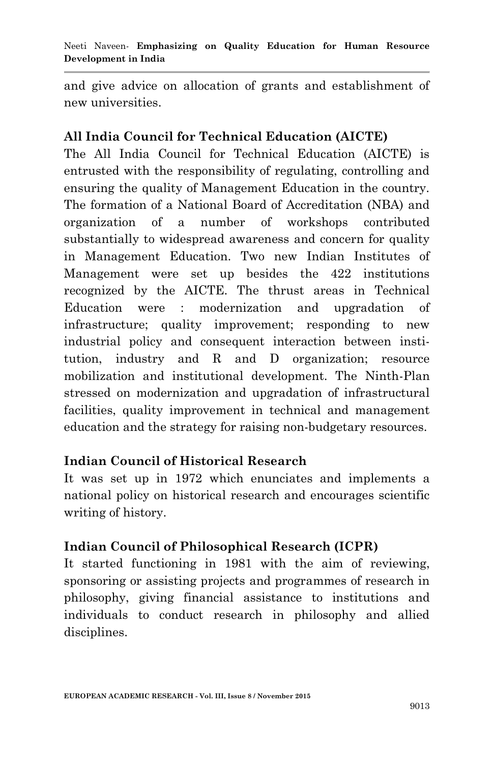and give advice on allocation of grants and establishment of new universities.

## All India Council for Technical Education (AICTE)

The All India Council for Technical Education (AICTE) is entrusted with the responsibility of regulating, controlling and ensuring the quality of Management Education in the country. The formation of a National Board of Accreditation (NBA) and organization of a number of workshops contributed substantially to widespread awareness and concern for quality in Management Education. Two new Indian Institutes of Management were set up besides the 422 institutions recognized by the AICTE. The thrust areas in Technical Education were : modernization and upgradation of infrastructure; quality improvement; responding to new industrial policy and consequent interaction between institution, industry and R and D organization; resource mobilization and institutional development. The Ninth-Plan stressed on modernization and upgradation of infrastructural facilities, quality improvement in technical and management education and the strategy for raising non-budgetary resources.

## Indian Council of Historical Research

It was set up in 1972 which enunciates and implements a national policy on historical research and encourages scientific writing of history.

## Indian Council of Philosophical Research (ICPR)

It started functioning in 1981 with the aim of reviewing, sponsoring or assisting projects and programmes of research in philosophy, giving financial assistance to institutions and individuals to conduct research in philosophy and allied disciplines.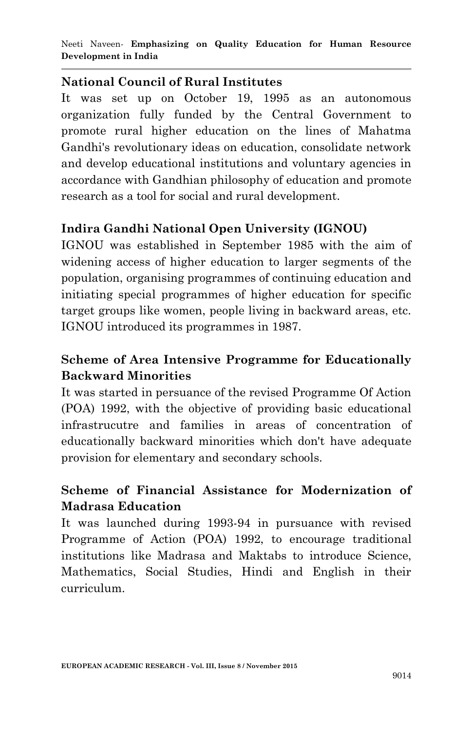### National Council of Rural Institutes

It was set up on October 19, 1995 as an autonomous organization fully funded by the Central Government to promote rural higher education on the lines of Mahatma Gandhi's revolutionary ideas on education, consolidate network and develop educational institutions and voluntary agencies in accordance with Gandhian philosophy of education and promote research as a tool for social and rural development.

### Indira Gandhi National Open University (IGNOU)

IGNOU was established in September 1985 with the aim of widening access of higher education to larger segments of the population, organising programmes of continuing education and initiating special programmes of higher education for specific target groups like women, people living in backward areas, etc. IGNOU introduced its programmes in 1987.

### Scheme of Area Intensive Programme for Educationally Backward Minorities

It was started in persuance of the revised Programme Of Action (POA) 1992, with the objective of providing basic educational infrastrucutre and families in areas of concentration of educationally backward minorities which don't have adequate provision for elementary and secondary schools.

### Scheme of Financial Assistance for Modernization of Madrasa Education

It was launched during 1993-94 in pursuance with revised Programme of Action (POA) 1992, to encourage traditional institutions like Madrasa and Maktabs to introduce Science, Mathematics, Social Studies, Hindi and English in their curriculum.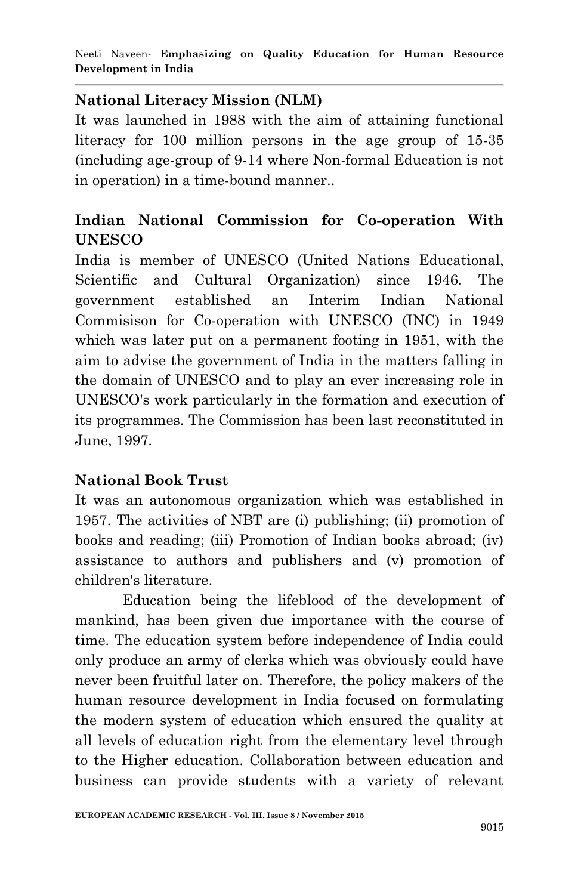**National Literacy Mission (NLM)**

It was launched in 1988 with the aim of attaining functional literacy for 100 million persons in the age group of 15-35 (including age-group of 9-14 where Non-formal Education is not in operation) in a time-bound manner..

**Indian National Commission for Co-operation With UNESCO**

India is member of UNESCO (United Nations Educational, Scientific and Cultural Organization) since 1946. The government established an Interim Indian National Commisison for Co-operation with UNESCO (INC) in 1949 which was later put on a permanent footing in 1951, with the aim to advise the government of India in the matters falling in the domain of UNESCO and to play an ever increasing role in UNESCO's work particularly in the formation and execution of its programmes. The Commission has been last reconstituted in June, 1997.

**National Book Trust**

It was an autonomous organization which was established in 1957. The activities of NBT are (i) publishing; (ii) promotion of books and reading; (iii) Promotion of Indian books abroad; (iv) assistance to authors and publishers and (v) promotion of children's literature.

Education being the lifeblood of the development of mankind, has been given due importance with the course of time. The education system before independence of India could only produce an army of clerks which was obviously could have never been fruitful later on. Therefore, the policy makers of the human resource development in India focused on formulating the modern system of education which ensured the quality at all levels of education right from the elementary level through to the Higher education. Collaboration between education and business can provide students with a variety of relevant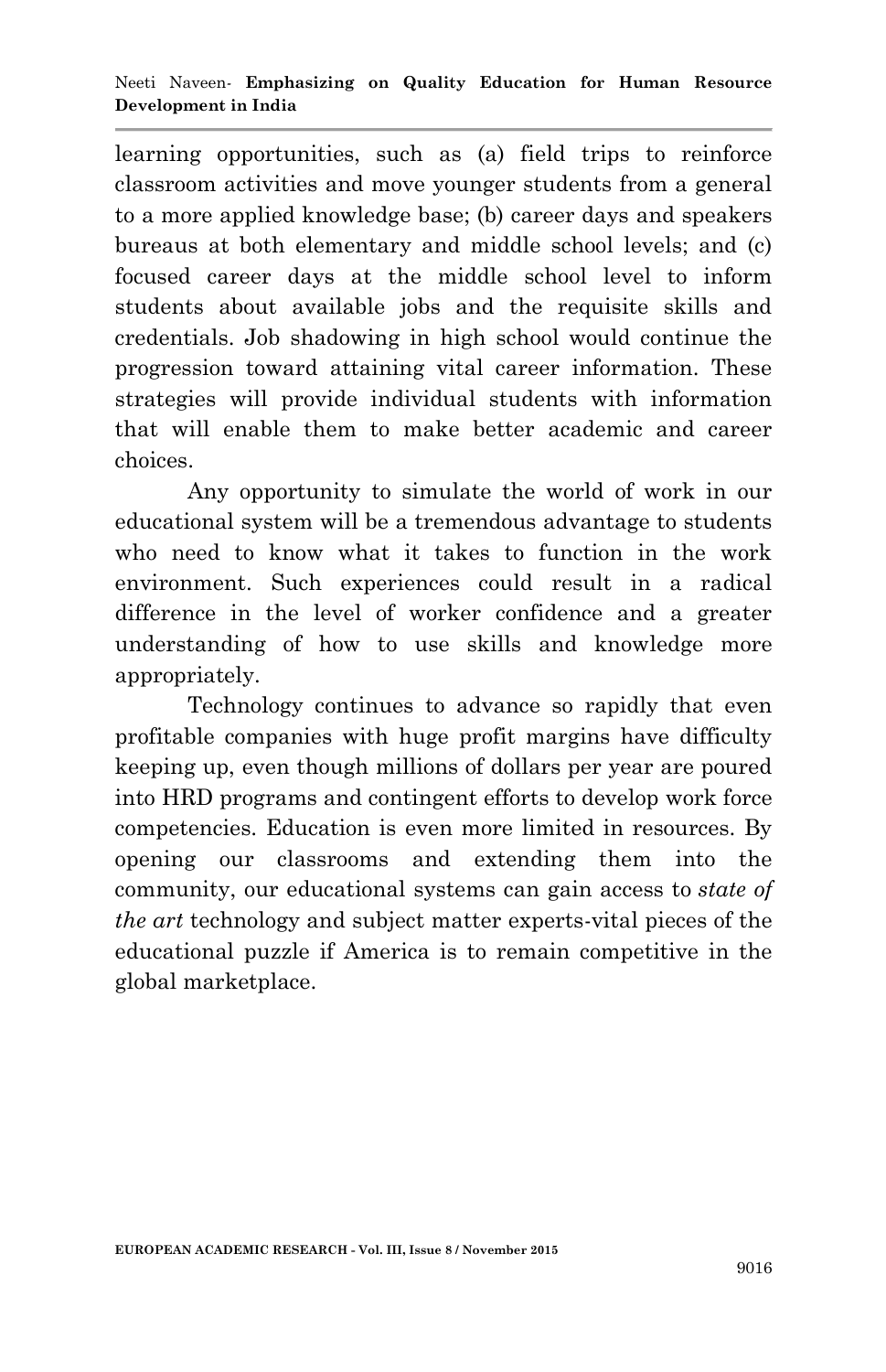learning opportunities, such as (a) field trips to reinforce classroom activities and move younger students from a general to a more applied knowledge base; (b) career days and speakers bureaus at both elementary and middle school levels; and (c) focused career days at the middle school level to inform students about available jobs and the requisite skills and credentials. Job shadowing in high school would continue the progression toward attaining vital career information. These strategies will provide individual students with information that will enable them to make better academic and career choices.

Any opportunity to simulate the world of work in our educational system will be a tremendous advantage to students who need to know what it takes to function in the work environment. Such experiences could result in a radical difference in the level of worker confidence and a greater understanding of how to use skills and knowledge more appropriately.

Technology continues to advance so rapidly that even profitable companies with huge profit margins have difficulty keeping up, even though millions of dollars per year are poured into HRD programs and contingent efforts to develop work force competencies. Education is even more limited in resources. By opening our classrooms and extending them into the community, our educational systems can gain access to *state of the art* technology and subject matter experts-vital pieces of the educational puzzle if America is to remain competitive in the global marketplace.